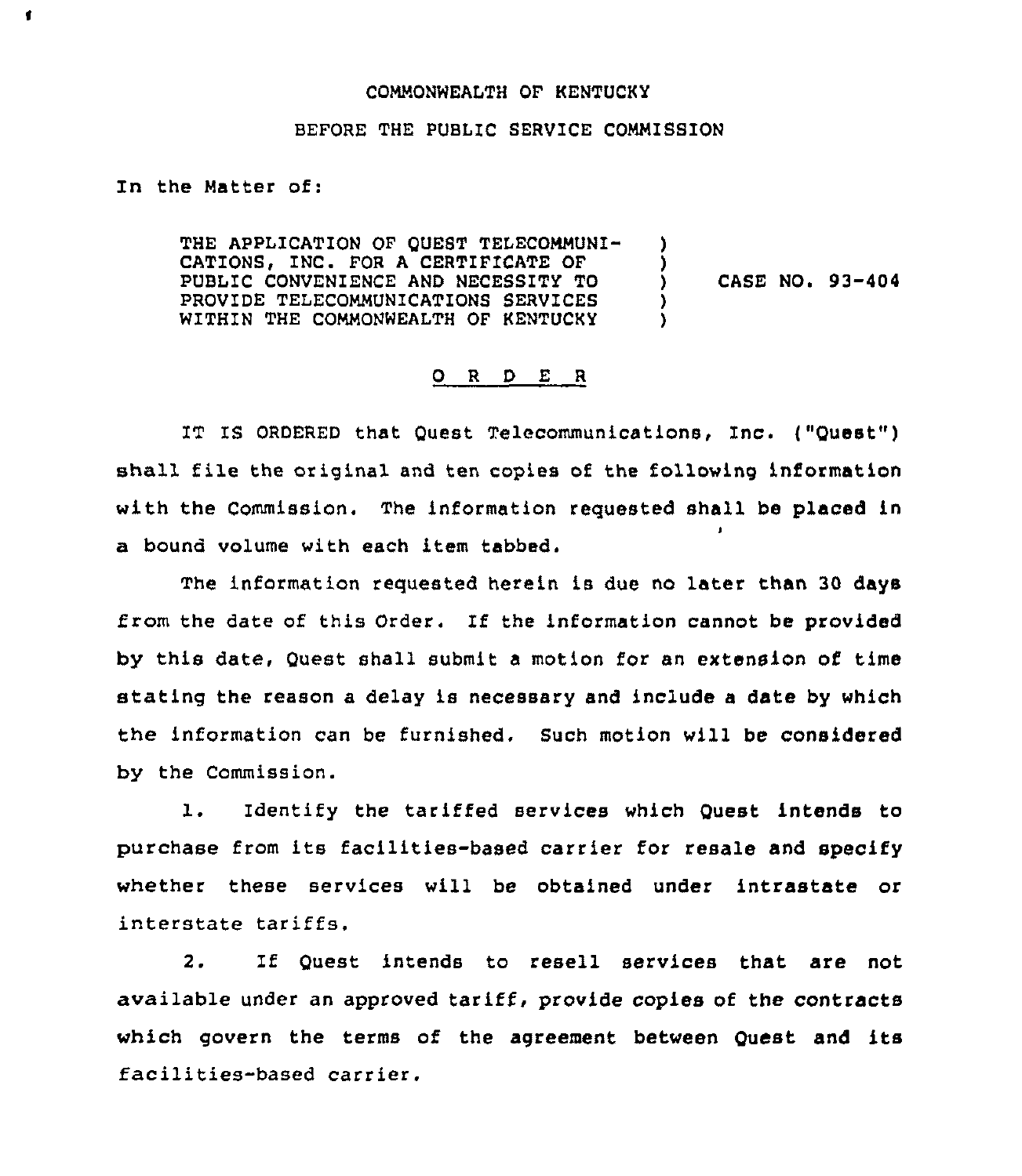COMMONWEALTH OF KENTUCKY

BEFORE THE PUBLIC SERVICE COMMISSION

In the Matter of:

THE APPLICATION OF QUEST TELECOMMUNICATIONS, INC. FOR A CERTIFICATE OF PUBLIC CONVENIENCE AND NECESSITY TO PROVIDE TELECOMMUNICATIONS SERVICES WITHIN THE COMMONWEALTH OF KENTUCKY ) CASE NO. 93-404

# O R D E R

IT IS ORDERED that Quest Telecommunications, Inc. ("Quest") shall file the original and ten copies of the following information with the Commission. The information requested shall be placed in a bound volume with each item tabbed.

The information requested herein is due no later than 30 days from the date of this Order. If the information cannot be provided by this date, Quest shall submit a motion for an extension of time stating the reason a delay is necessary and include a date by which the information can be furnished. Such motion will be considered by the Commission.

1. Identify the tariffed services which Quest intends to purchase from its facilities-based carrier for resale and specify whether these services will be obtained under intrastate or interstate tariffs.

2. If Quest intends to resell services that are not available under an approved tariff, provide copies of the contracts which govern the terms of the agreement between Quest and its facilities-based carrier.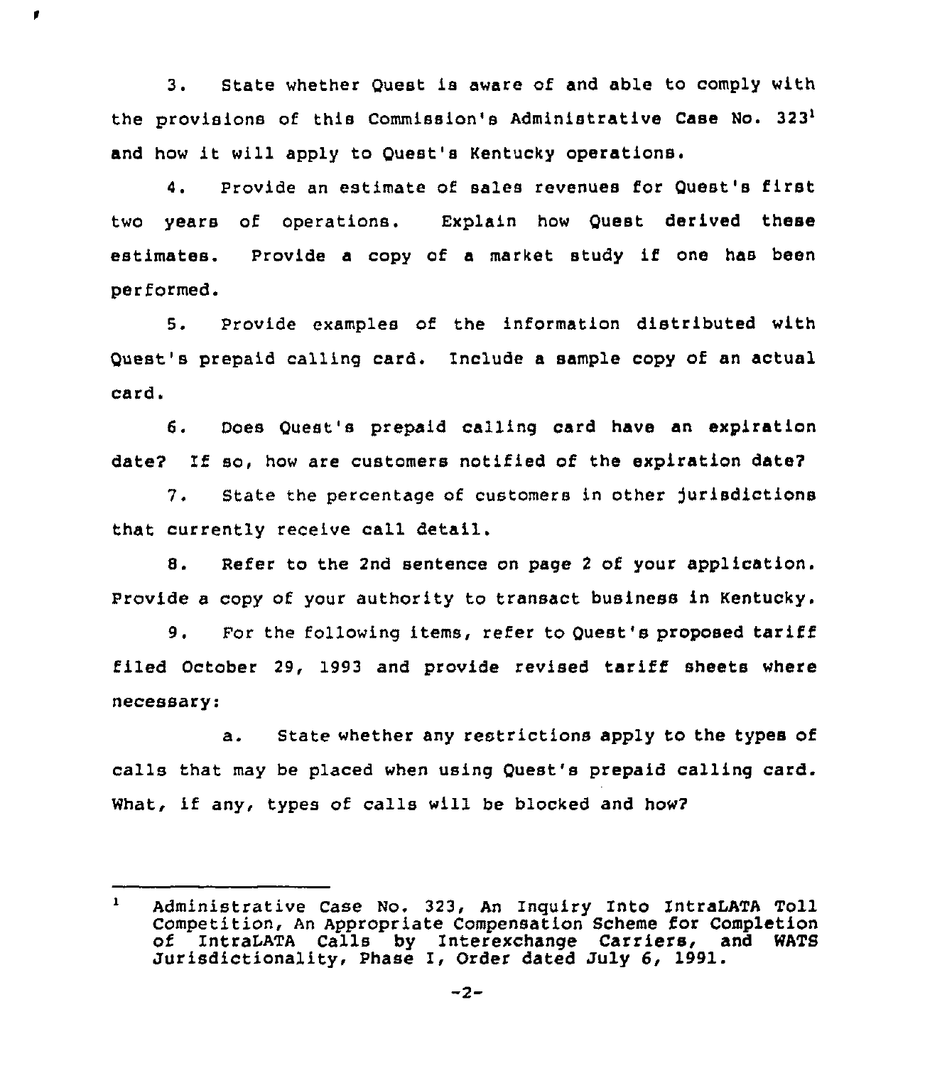3. State whether Quest is aware of and able to comply with the provisions of this Commission's Administrative Case No. 323[1] and how it will apply to Quest's Kentucky operations.

4. Provide an estimate of sales revenues for Quest's first two years of operations. Explain how Quest derived these estimates. Provide a copy of a market study if one has been performed.

5. Provide examples of the information distributed with Quest's prepaid calling card. Include a sample copy of an actual card.

6. Does Quest's prepaid calling card have an expiration date? If so, how are customers notified of the expiration date?

7. State the percentage of customers in other jurisdictions that currently receive call detail.

8. Refer to the 2nd sentence on page 2 of your application. Provide a copy of your authority to transact business in Kentucky.

9. For the following items, refer to Quest's proposed tariff filed October 29, 1993 and provide revised tariff sheets where necessary:

a. State whether any restrictions apply to the types of calls that may be placed when using Quest's prepaid calling card. What, if any, types of calls will be blocked and how?

---

[1] Administrative Case No. 323, An Inquiry Into IntraLATA Toll Competition, An Appropriate Compensation Scheme for Completion of IntraLATA Calls by Interexchange Carriers, and WATS Jurisdictionality, Phase I, Order dated July 6, 1991.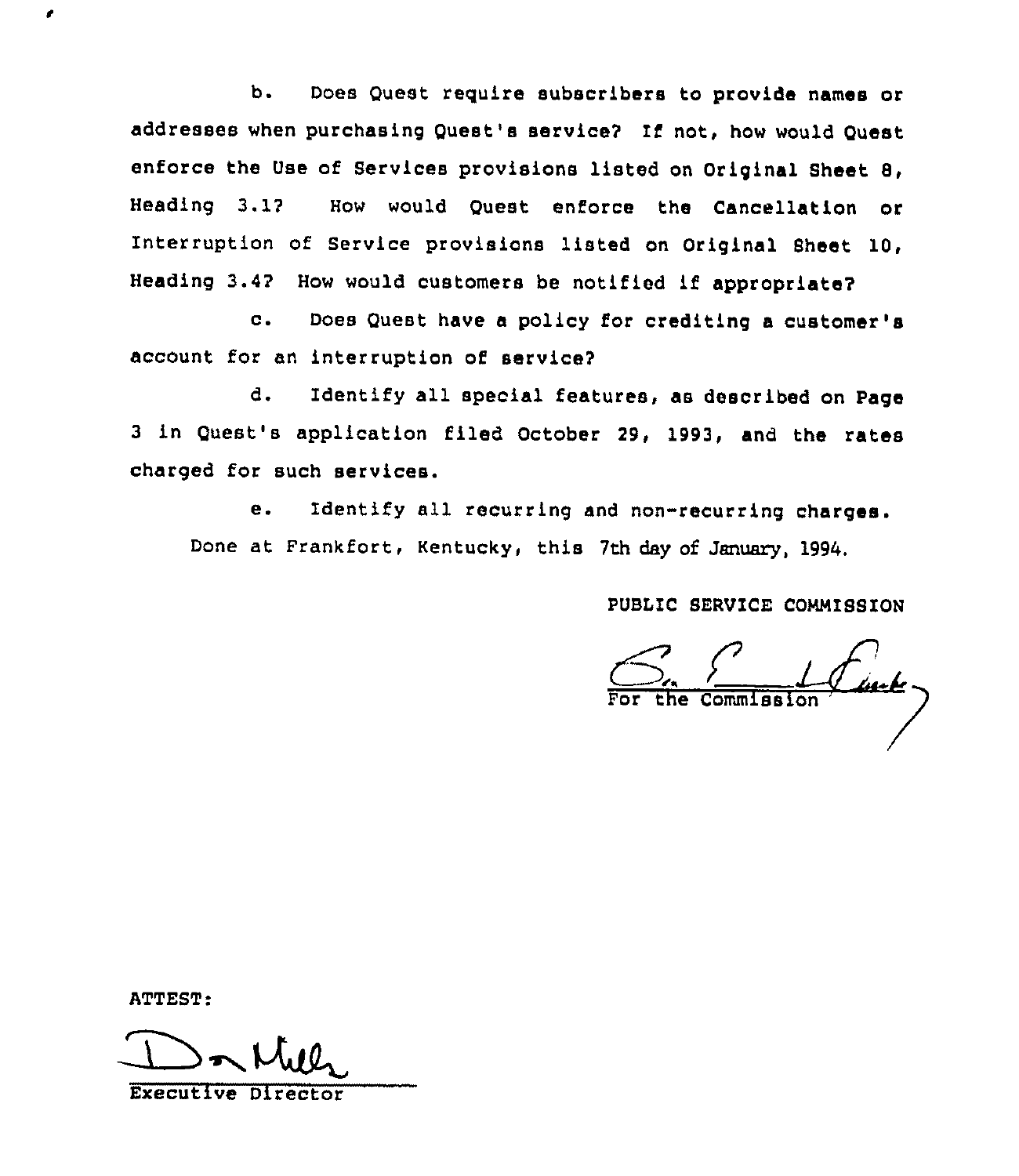b. Does Quest require subscribers to provide names or addresses when purchasing Quest's service? If not, how would Quest enforce the Use of Services provisions listed on Original Sheet 8, Heading 3.1? How would Quest enforce the Cancellation or Interruption of Service provisions listed on Original Sheet 10, Heading 3.4? How would customers be notified if appropriate?

c. Does Quest have a policy for crediting a customer's account for an interruption of service?

d. Identify all special features, as described on Page 3 in Quest's application filed October 29, 1993, and the rates charged for such services.

e. Identify all recurring and non-recurring charges.

Done at Frankfort, Kentucky, this 7th day of January, 1994.

PUBLIC SERVICE COMMISSION

For the Commission

ATTEST:

Executive Director